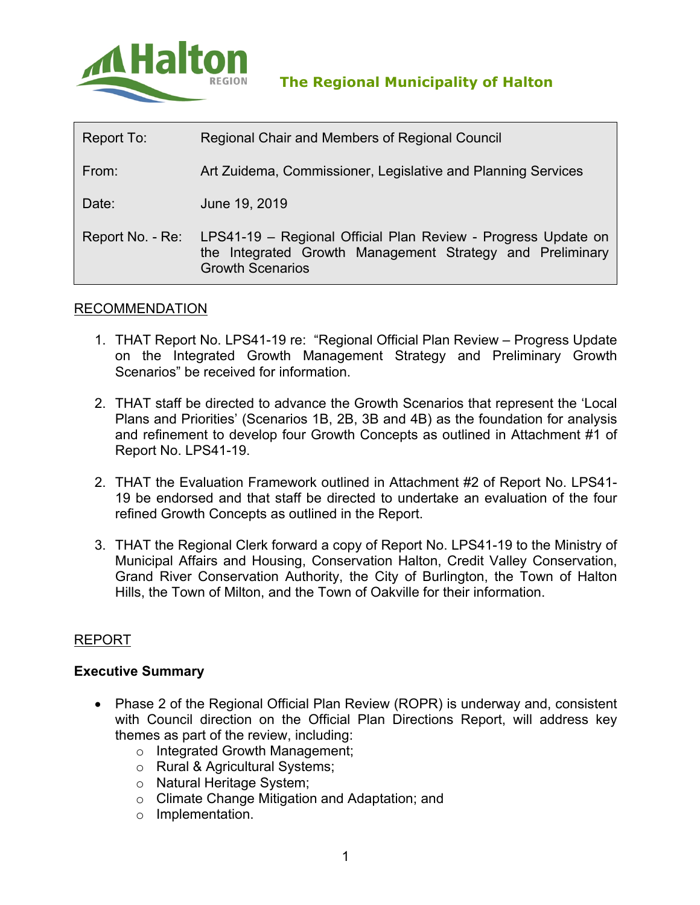# The Regional Municipality of Halton

| | |
|---|---|
| Report To: | Regional Chair and Members of Regional Council |
| From: | Art Zuidema, Commissioner, Legislative and Planning Services |
| Date: | June 19, 2019 |
| Report No. - Re: | LPS41-19 – Regional Official Plan Review - Progress Update on the Integrated Growth Management Strategy and Preliminary Growth Scenarios |

## RECOMMENDATION

1. THAT Report No. LPS41-19 re: "Regional Official Plan Review – Progress Update on the Integrated Growth Management Strategy and Preliminary Growth Scenarios" be received for information.

2. THAT staff be directed to advance the Growth Scenarios that represent the 'Local Plans and Priorities' (Scenarios 1B, 2B, 3B and 4B) as the foundation for analysis and refinement to develop four Growth Concepts as outlined in Attachment #1 of Report No. LPS41-19.

2. THAT the Evaluation Framework outlined in Attachment #2 of Report No. LPS41-19 be endorsed and that staff be directed to undertake an evaluation of the four refined Growth Concepts as outlined in the Report.

3. THAT the Regional Clerk forward a copy of Report No. LPS41-19 to the Ministry of Municipal Affairs and Housing, Conservation Halton, Credit Valley Conservation, Grand River Conservation Authority, the City of Burlington, the Town of Halton Hills, the Town of Milton, and the Town of Oakville for their information.

## REPORT

### Executive Summary

- Phase 2 of the Regional Official Plan Review (ROPR) is underway and, consistent with Council direction on the Official Plan Directions Report, will address key themes as part of the review, including:
  - Integrated Growth Management;
  - Rural & Agricultural Systems;
  - Natural Heritage System;
  - Climate Change Mitigation and Adaptation; and
  - Implementation.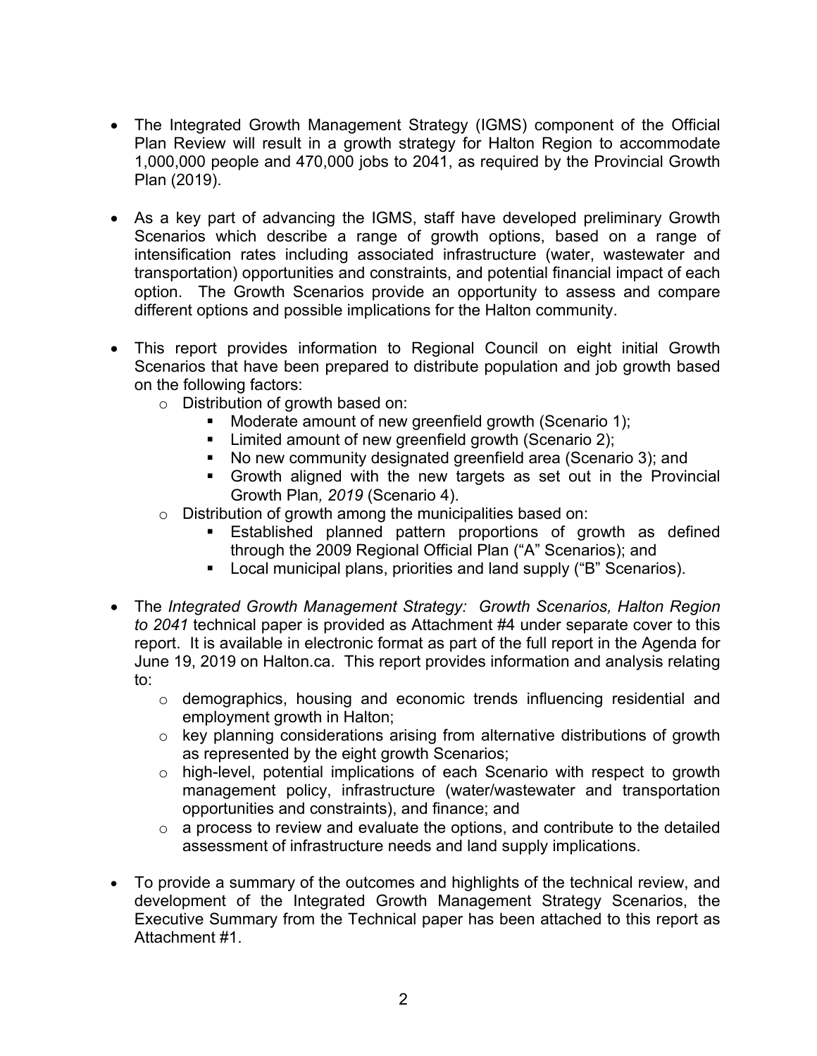- The Integrated Growth Management Strategy (IGMS) component of the Official Plan Review will result in a growth strategy for Halton Region to accommodate 1,000,000 people and 470,000 jobs to 2041, as required by the Provincial Growth Plan (2019).

- As a key part of advancing the IGMS, staff have developed preliminary Growth Scenarios which describe a range of growth options, based on a range of intensification rates including associated infrastructure (water, wastewater and transportation) opportunities and constraints, and potential financial impact of each option. The Growth Scenarios provide an opportunity to assess and compare different options and possible implications for the Halton community.

- This report provides information to Regional Council on eight initial Growth Scenarios that have been prepared to distribute population and job growth based on the following factors:
  - Distribution of growth based on:
    - Moderate amount of new greenfield growth (Scenario 1);
    - Limited amount of new greenfield growth (Scenario 2);
    - No new community designated greenfield area (Scenario 3); and
    - Growth aligned with the new targets as set out in the Provincial Growth Plan*, 2019* (Scenario 4).
  - Distribution of growth among the municipalities based on:
    - Established planned pattern proportions of growth as defined through the 2009 Regional Official Plan ("A" Scenarios); and
    - Local municipal plans, priorities and land supply ("B" Scenarios).

- The *Integrated Growth Management Strategy: Growth Scenarios, Halton Region to 2041* technical paper is provided as Attachment #4 under separate cover to this report. It is available in electronic format as part of the full report in the Agenda for June 19, 2019 on Halton.ca. This report provides information and analysis relating to:
  - demographics, housing and economic trends influencing residential and employment growth in Halton;
  - key planning considerations arising from alternative distributions of growth as represented by the eight growth Scenarios;
  - high-level, potential implications of each Scenario with respect to growth management policy, infrastructure (water/wastewater and transportation opportunities and constraints), and finance; and
  - a process to review and evaluate the options, and contribute to the detailed assessment of infrastructure needs and land supply implications.

- To provide a summary of the outcomes and highlights of the technical review, and development of the Integrated Growth Management Strategy Scenarios, the Executive Summary from the Technical paper has been attached to this report as Attachment #1.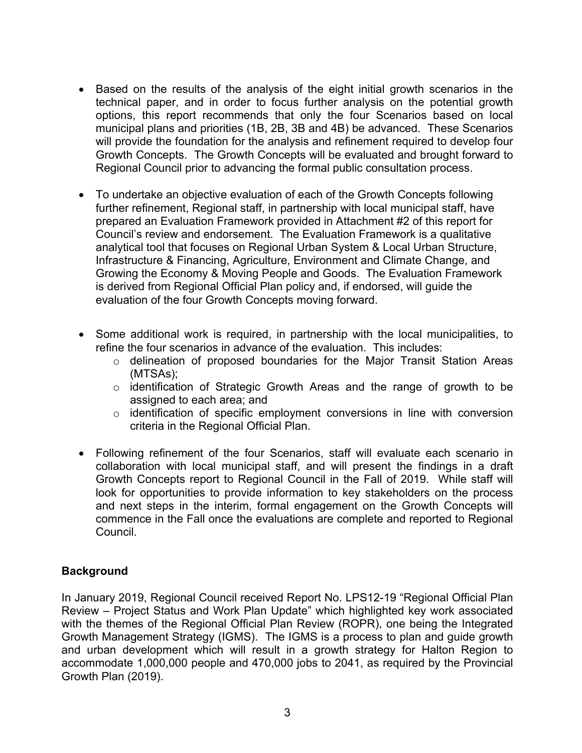- Based on the results of the analysis of the eight initial growth scenarios in the technical paper, and in order to focus further analysis on the potential growth options, this report recommends that only the four Scenarios based on local municipal plans and priorities (1B, 2B, 3B and 4B) be advanced. These Scenarios will provide the foundation for the analysis and refinement required to develop four Growth Concepts. The Growth Concepts will be evaluated and brought forward to Regional Council prior to advancing the formal public consultation process.

- To undertake an objective evaluation of each of the Growth Concepts following further refinement, Regional staff, in partnership with local municipal staff, have prepared an Evaluation Framework provided in Attachment #2 of this report for Council's review and endorsement. The Evaluation Framework is a qualitative analytical tool that focuses on Regional Urban System & Local Urban Structure, Infrastructure & Financing, Agriculture, Environment and Climate Change, and Growing the Economy & Moving People and Goods. The Evaluation Framework is derived from Regional Official Plan policy and, if endorsed, will guide the evaluation of the four Growth Concepts moving forward.

- Some additional work is required, in partnership with the local municipalities, to refine the four scenarios in advance of the evaluation. This includes:
  - delineation of proposed boundaries for the Major Transit Station Areas (MTSAs);
  - identification of Strategic Growth Areas and the range of growth to be assigned to each area; and
  - identification of specific employment conversions in line with conversion criteria in the Regional Official Plan.

- Following refinement of the four Scenarios, staff will evaluate each scenario in collaboration with local municipal staff, and will present the findings in a draft Growth Concepts report to Regional Council in the Fall of 2019. While staff will look for opportunities to provide information to key stakeholders on the process and next steps in the interim, formal engagement on the Growth Concepts will commence in the Fall once the evaluations are complete and reported to Regional Council.

**Background**

In January 2019, Regional Council received Report No. LPS12-19 "Regional Official Plan Review – Project Status and Work Plan Update" which highlighted key work associated with the themes of the Regional Official Plan Review (ROPR), one being the Integrated Growth Management Strategy (IGMS). The IGMS is a process to plan and guide growth and urban development which will result in a growth strategy for Halton Region to accommodate 1,000,000 people and 470,000 jobs to 2041, as required by the Provincial Growth Plan (2019).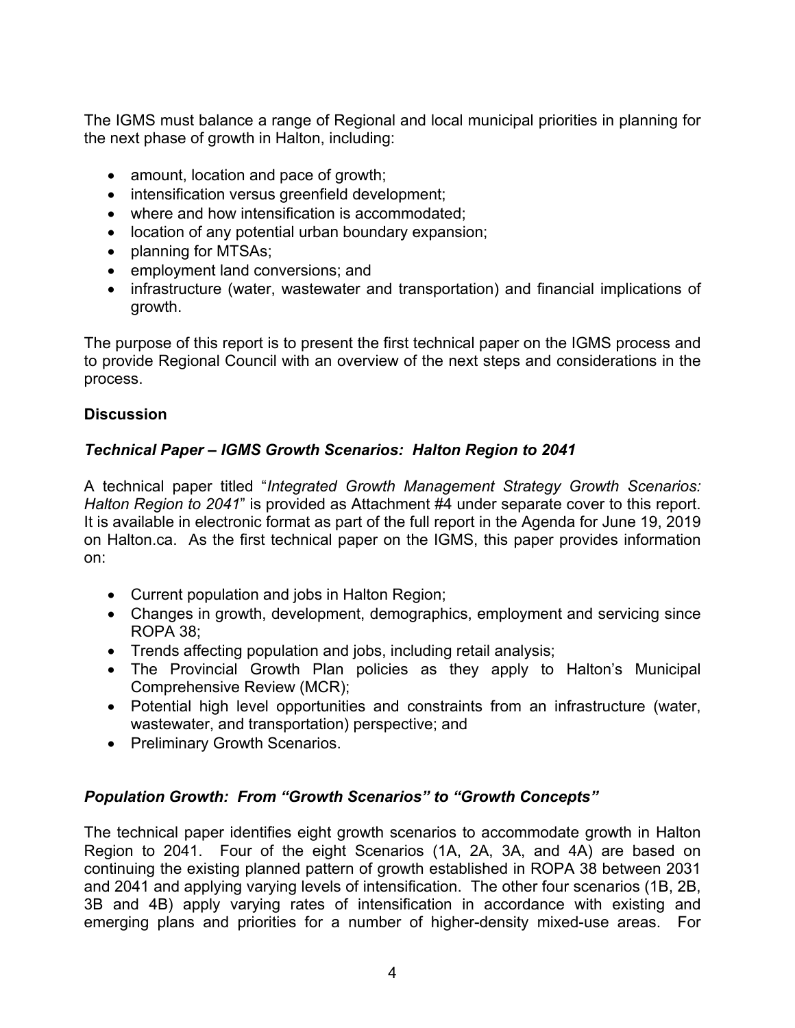The IGMS must balance a range of Regional and local municipal priorities in planning for the next phase of growth in Halton, including:

- amount, location and pace of growth;
- intensification versus greenfield development;
- where and how intensification is accommodated;
- location of any potential urban boundary expansion;
- planning for MTSAs;
- employment land conversions; and
- infrastructure (water, wastewater and transportation) and financial implications of growth.

The purpose of this report is to present the first technical paper on the IGMS process and to provide Regional Council with an overview of the next steps and considerations in the process.

**Discussion**

***Technical Paper – IGMS Growth Scenarios: Halton Region to 2041***

A technical paper titled "*Integrated Growth Management Strategy Growth Scenarios: Halton Region to 2041*" is provided as Attachment #4 under separate cover to this report. It is available in electronic format as part of the full report in the Agenda for June 19, 2019 on Halton.ca. As the first technical paper on the IGMS, this paper provides information on:

- Current population and jobs in Halton Region;
- Changes in growth, development, demographics, employment and servicing since ROPA 38;
- Trends affecting population and jobs, including retail analysis;
- The Provincial Growth Plan policies as they apply to Halton's Municipal Comprehensive Review (MCR);
- Potential high level opportunities and constraints from an infrastructure (water, wastewater, and transportation) perspective; and
- Preliminary Growth Scenarios.

***Population Growth: From "Growth Scenarios" to "Growth Concepts"***

The technical paper identifies eight growth scenarios to accommodate growth in Halton Region to 2041. Four of the eight Scenarios (1A, 2A, 3A, and 4A) are based on continuing the existing planned pattern of growth established in ROPA 38 between 2031 and 2041 and applying varying levels of intensification. The other four scenarios (1B, 2B, 3B and 4B) apply varying rates of intensification in accordance with existing and emerging plans and priorities for a number of higher-density mixed-use areas. For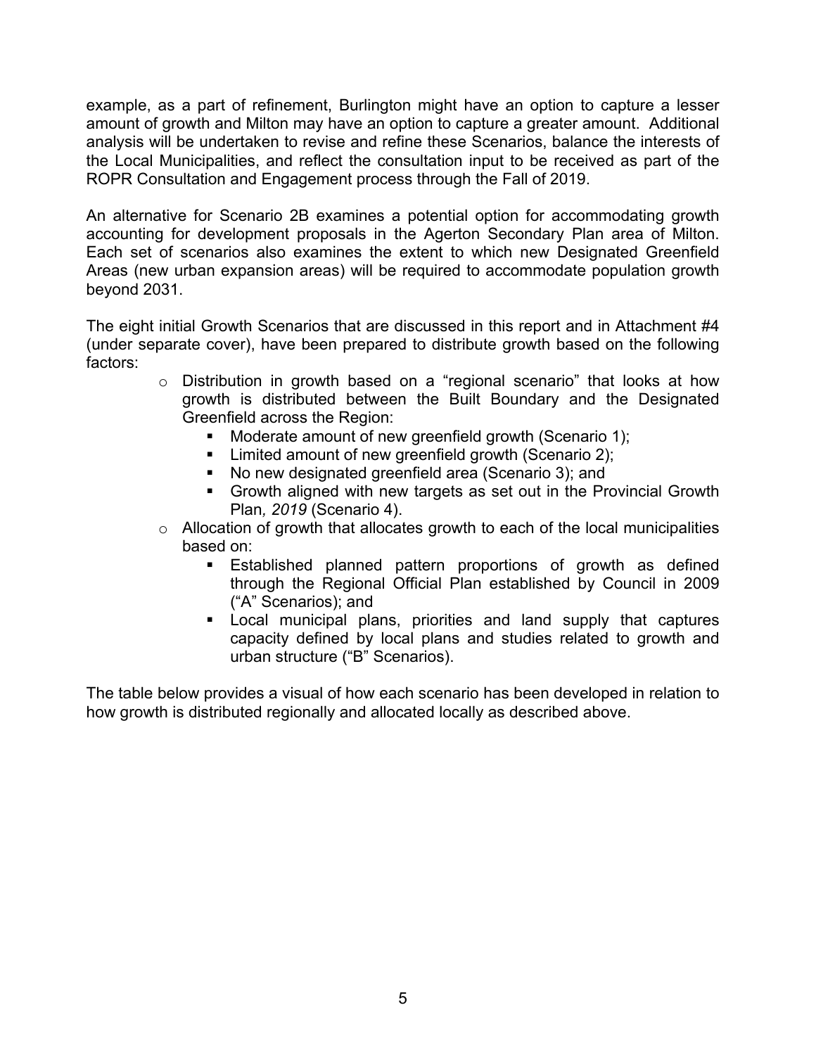example, as a part of refinement, Burlington might have an option to capture a lesser amount of growth and Milton may have an option to capture a greater amount. Additional analysis will be undertaken to revise and refine these Scenarios, balance the interests of the Local Municipalities, and reflect the consultation input to be received as part of the ROPR Consultation and Engagement process through the Fall of 2019.

An alternative for Scenario 2B examines a potential option for accommodating growth accounting for development proposals in the Agerton Secondary Plan area of Milton. Each set of scenarios also examines the extent to which new Designated Greenfield Areas (new urban expansion areas) will be required to accommodate population growth beyond 2031.

The eight initial Growth Scenarios that are discussed in this report and in Attachment #4 (under separate cover), have been prepared to distribute growth based on the following factors:

- Distribution in growth based on a "regional scenario" that looks at how growth is distributed between the Built Boundary and the Designated Greenfield across the Region:
  - Moderate amount of new greenfield growth (Scenario 1);
  - Limited amount of new greenfield growth (Scenario 2);
  - No new designated greenfield area (Scenario 3); and
  - Growth aligned with new targets as set out in the Provincial Growth Plan*, 2019* (Scenario 4).
- Allocation of growth that allocates growth to each of the local municipalities based on:
  - Established planned pattern proportions of growth as defined through the Regional Official Plan established by Council in 2009 ("A" Scenarios); and
  - Local municipal plans, priorities and land supply that captures capacity defined by local plans and studies related to growth and urban structure ("B" Scenarios).

The table below provides a visual of how each scenario has been developed in relation to how growth is distributed regionally and allocated locally as described above.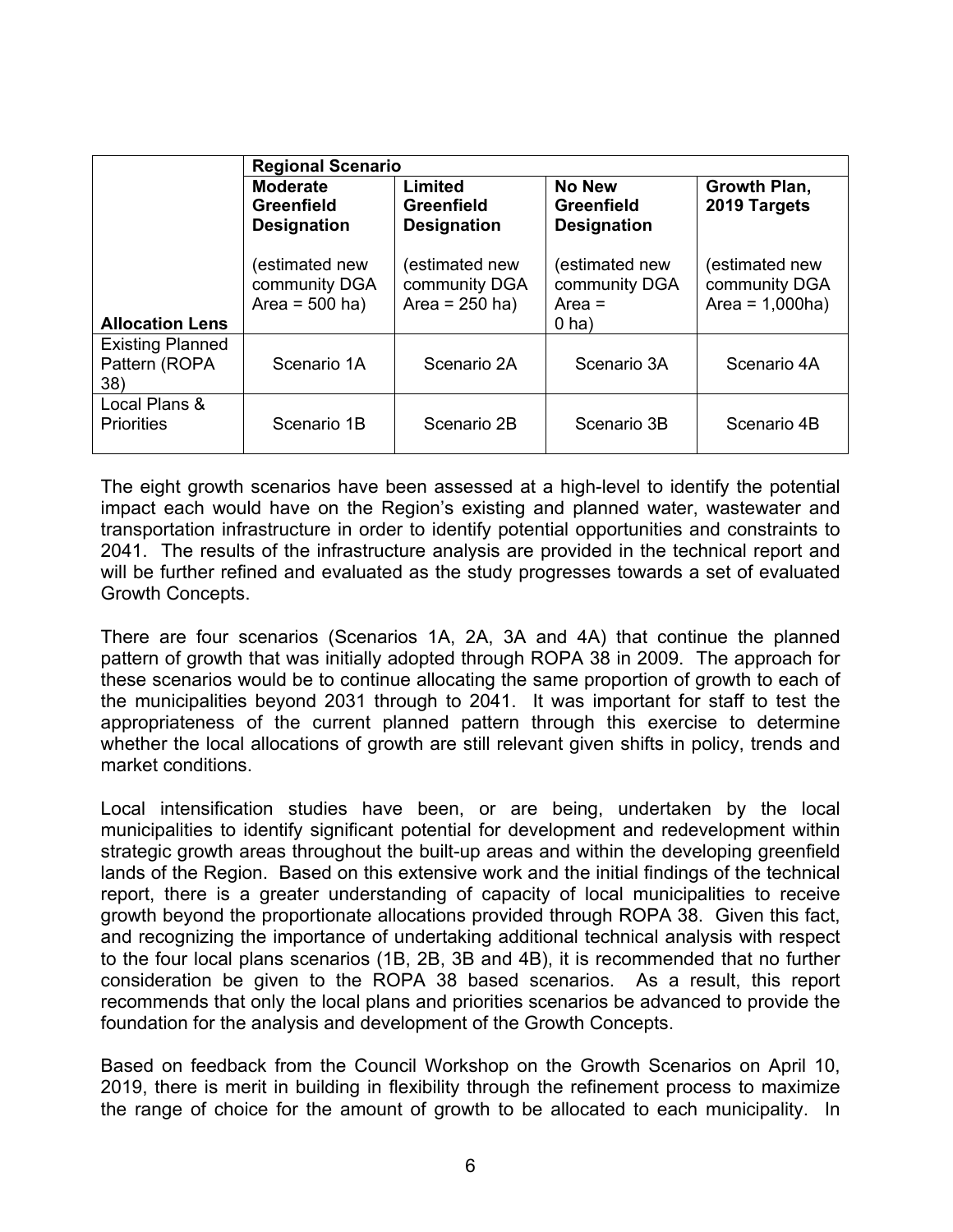| Allocation Lens | Regional Scenario | | | |
|---|---|---|---|---|
| | **Moderate Greenfield Designation** (estimated new community DGA Area = 500 ha) | **Limited Greenfield Designation** (estimated new community DGA Area = 250 ha) | **No New Greenfield Designation** (estimated new community DGA Area = 0 ha) | **Growth Plan, 2019 Targets** (estimated new community DGA Area = 1,000ha) |
| Existing Planned Pattern (ROPA 38) | Scenario 1A | Scenario 2A | Scenario 3A | Scenario 4A |
| Local Plans & Priorities | Scenario 1B | Scenario 2B | Scenario 3B | Scenario 4B |

The eight growth scenarios have been assessed at a high-level to identify the potential impact each would have on the Region's existing and planned water, wastewater and transportation infrastructure in order to identify potential opportunities and constraints to 2041. The results of the infrastructure analysis are provided in the technical report and will be further refined and evaluated as the study progresses towards a set of evaluated Growth Concepts.

There are four scenarios (Scenarios 1A, 2A, 3A and 4A) that continue the planned pattern of growth that was initially adopted through ROPA 38 in 2009. The approach for these scenarios would be to continue allocating the same proportion of growth to each of the municipalities beyond 2031 through to 2041. It was important for staff to test the appropriateness of the current planned pattern through this exercise to determine whether the local allocations of growth are still relevant given shifts in policy, trends and market conditions.

Local intensification studies have been, or are being, undertaken by the local municipalities to identify significant potential for development and redevelopment within strategic growth areas throughout the built-up areas and within the developing greenfield lands of the Region. Based on this extensive work and the initial findings of the technical report, there is a greater understanding of capacity of local municipalities to receive growth beyond the proportionate allocations provided through ROPA 38. Given this fact, and recognizing the importance of undertaking additional technical analysis with respect to the four local plans scenarios (1B, 2B, 3B and 4B), it is recommended that no further consideration be given to the ROPA 38 based scenarios. As a result, this report recommends that only the local plans and priorities scenarios be advanced to provide the foundation for the analysis and development of the Growth Concepts.

Based on feedback from the Council Workshop on the Growth Scenarios on April 10, 2019, there is merit in building in flexibility through the refinement process to maximize the range of choice for the amount of growth to be allocated to each municipality. In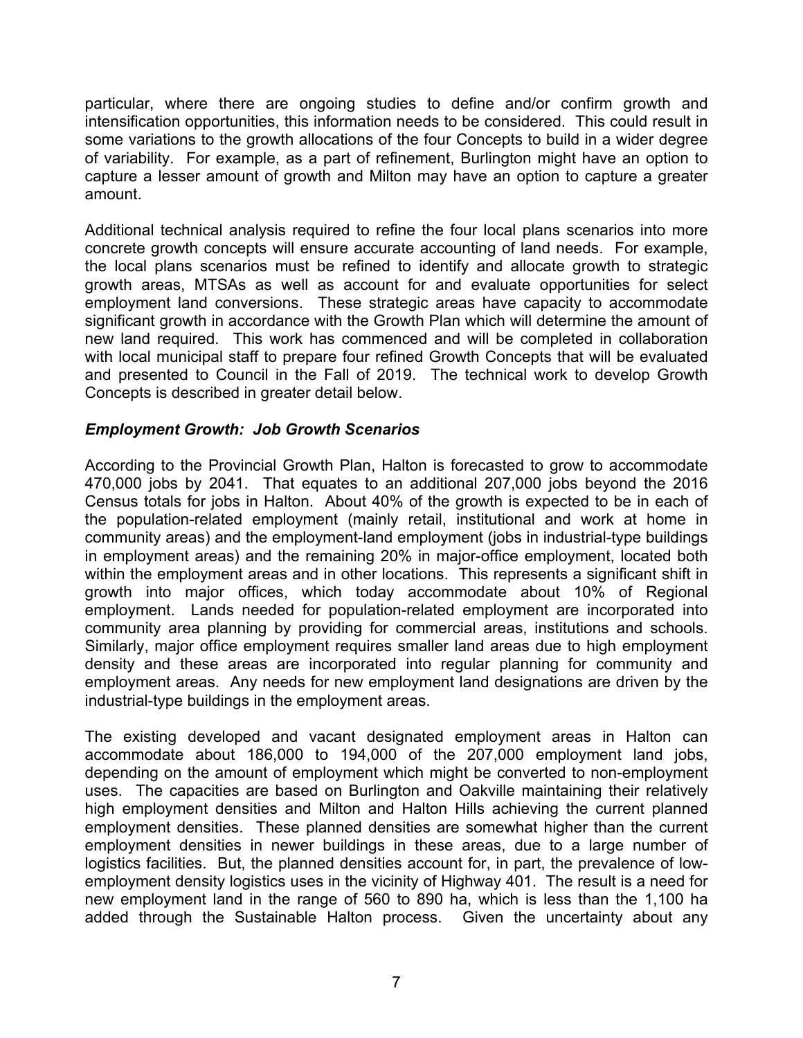particular, where there are ongoing studies to define and/or confirm growth and intensification opportunities, this information needs to be considered. This could result in some variations to the growth allocations of the four Concepts to build in a wider degree of variability. For example, as a part of refinement, Burlington might have an option to capture a lesser amount of growth and Milton may have an option to capture a greater amount.

Additional technical analysis required to refine the four local plans scenarios into more concrete growth concepts will ensure accurate accounting of land needs. For example, the local plans scenarios must be refined to identify and allocate growth to strategic growth areas, MTSAs as well as account for and evaluate opportunities for select employment land conversions. These strategic areas have capacity to accommodate significant growth in accordance with the Growth Plan which will determine the amount of new land required. This work has commenced and will be completed in collaboration with local municipal staff to prepare four refined Growth Concepts that will be evaluated and presented to Council in the Fall of 2019. The technical work to develop Growth Concepts is described in greater detail below.

***Employment Growth: Job Growth Scenarios***

According to the Provincial Growth Plan, Halton is forecasted to grow to accommodate 470,000 jobs by 2041. That equates to an additional 207,000 jobs beyond the 2016 Census totals for jobs in Halton. About 40% of the growth is expected to be in each of the population-related employment (mainly retail, institutional and work at home in community areas) and the employment-land employment (jobs in industrial-type buildings in employment areas) and the remaining 20% in major-office employment, located both within the employment areas and in other locations. This represents a significant shift in growth into major offices, which today accommodate about 10% of Regional employment. Lands needed for population-related employment are incorporated into community area planning by providing for commercial areas, institutions and schools. Similarly, major office employment requires smaller land areas due to high employment density and these areas are incorporated into regular planning for community and employment areas. Any needs for new employment land designations are driven by the industrial-type buildings in the employment areas.

The existing developed and vacant designated employment areas in Halton can accommodate about 186,000 to 194,000 of the 207,000 employment land jobs, depending on the amount of employment which might be converted to non-employment uses. The capacities are based on Burlington and Oakville maintaining their relatively high employment densities and Milton and Halton Hills achieving the current planned employment densities. These planned densities are somewhat higher than the current employment densities in newer buildings in these areas, due to a large number of logistics facilities. But, the planned densities account for, in part, the prevalence of low-employment density logistics uses in the vicinity of Highway 401. The result is a need for new employment land in the range of 560 to 890 ha, which is less than the 1,100 ha added through the Sustainable Halton process. Given the uncertainty about any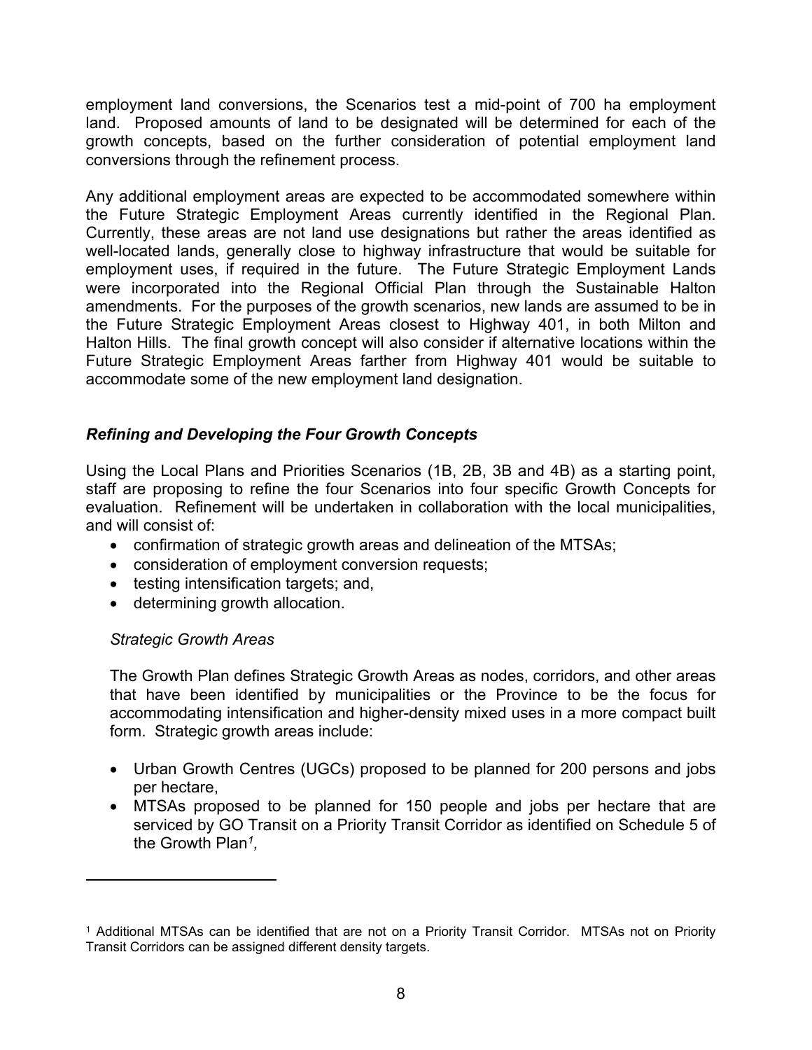employment land conversions, the Scenarios test a mid-point of 700 ha employment land. Proposed amounts of land to be designated will be determined for each of the growth concepts, based on the further consideration of potential employment land conversions through the refinement process.

Any additional employment areas are expected to be accommodated somewhere within the Future Strategic Employment Areas currently identified in the Regional Plan. Currently, these areas are not land use designations but rather the areas identified as well-located lands, generally close to highway infrastructure that would be suitable for employment uses, if required in the future. The Future Strategic Employment Lands were incorporated into the Regional Official Plan through the Sustainable Halton amendments. For the purposes of the growth scenarios, new lands are assumed to be in the Future Strategic Employment Areas closest to Highway 401, in both Milton and Halton Hills. The final growth concept will also consider if alternative locations within the Future Strategic Employment Areas farther from Highway 401 would be suitable to accommodate some of the new employment land designation.

### *Refining and Developing the Four Growth Concepts*

Using the Local Plans and Priorities Scenarios (1B, 2B, 3B and 4B) as a starting point, staff are proposing to refine the four Scenarios into four specific Growth Concepts for evaluation. Refinement will be undertaken in collaboration with the local municipalities, and will consist of:

- confirmation of strategic growth areas and delineation of the MTSAs;
- consideration of employment conversion requests;
- testing intensification targets; and,
- determining growth allocation.

*Strategic Growth Areas*

The Growth Plan defines Strategic Growth Areas as nodes, corridors, and other areas that have been identified by municipalities or the Province to be the focus for accommodating intensification and higher-density mixed uses in a more compact built form. Strategic growth areas include:

- Urban Growth Centres (UGCs) proposed to be planned for 200 persons and jobs per hectare,
- MTSAs proposed to be planned for 150 people and jobs per hectare that are serviced by GO Transit on a Priority Transit Corridor as identified on Schedule 5 of the Growth Plan[1],

[1] Additional MTSAs can be identified that are not on a Priority Transit Corridor. MTSAs not on Priority Transit Corridors can be assigned different density targets.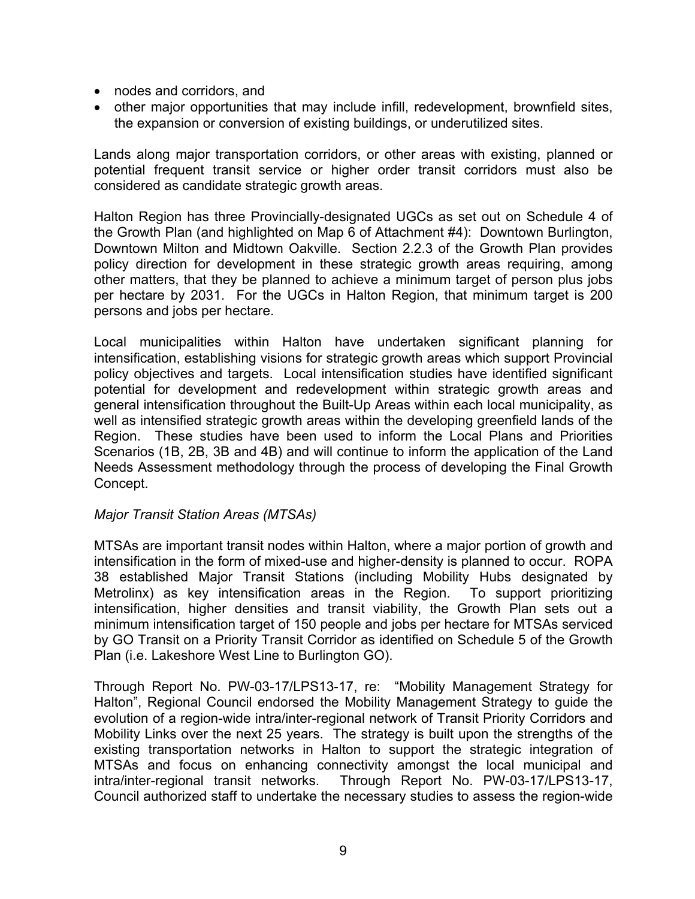- nodes and corridors, and
- other major opportunities that may include infill, redevelopment, brownfield sites, the expansion or conversion of existing buildings, or underutilized sites.

Lands along major transportation corridors, or other areas with existing, planned or potential frequent transit service or higher order transit corridors must also be considered as candidate strategic growth areas.

Halton Region has three Provincially-designated UGCs as set out on Schedule 4 of the Growth Plan (and highlighted on Map 6 of Attachment #4): Downtown Burlington, Downtown Milton and Midtown Oakville. Section 2.2.3 of the Growth Plan provides policy direction for development in these strategic growth areas requiring, among other matters, that they be planned to achieve a minimum target of person plus jobs per hectare by 2031. For the UGCs in Halton Region, that minimum target is 200 persons and jobs per hectare.

Local municipalities within Halton have undertaken significant planning for intensification, establishing visions for strategic growth areas which support Provincial policy objectives and targets. Local intensification studies have identified significant potential for development and redevelopment within strategic growth areas and general intensification throughout the Built-Up Areas within each local municipality, as well as intensified strategic growth areas within the developing greenfield lands of the Region. These studies have been used to inform the Local Plans and Priorities Scenarios (1B, 2B, 3B and 4B) and will continue to inform the application of the Land Needs Assessment methodology through the process of developing the Final Growth Concept.

*Major Transit Station Areas (MTSAs)*

MTSAs are important transit nodes within Halton, where a major portion of growth and intensification in the form of mixed-use and higher-density is planned to occur. ROPA 38 established Major Transit Stations (including Mobility Hubs designated by Metrolinx) as key intensification areas in the Region. To support prioritizing intensification, higher densities and transit viability, the Growth Plan sets out a minimum intensification target of 150 people and jobs per hectare for MTSAs serviced by GO Transit on a Priority Transit Corridor as identified on Schedule 5 of the Growth Plan (i.e. Lakeshore West Line to Burlington GO).

Through Report No. PW-03-17/LPS13-17, re: "Mobility Management Strategy for Halton", Regional Council endorsed the Mobility Management Strategy to guide the evolution of a region-wide intra/inter-regional network of Transit Priority Corridors and Mobility Links over the next 25 years. The strategy is built upon the strengths of the existing transportation networks in Halton to support the strategic integration of MTSAs and focus on enhancing connectivity amongst the local municipal and intra/inter-regional transit networks. Through Report No. PW-03-17/LPS13-17, Council authorized staff to undertake the necessary studies to assess the region-wide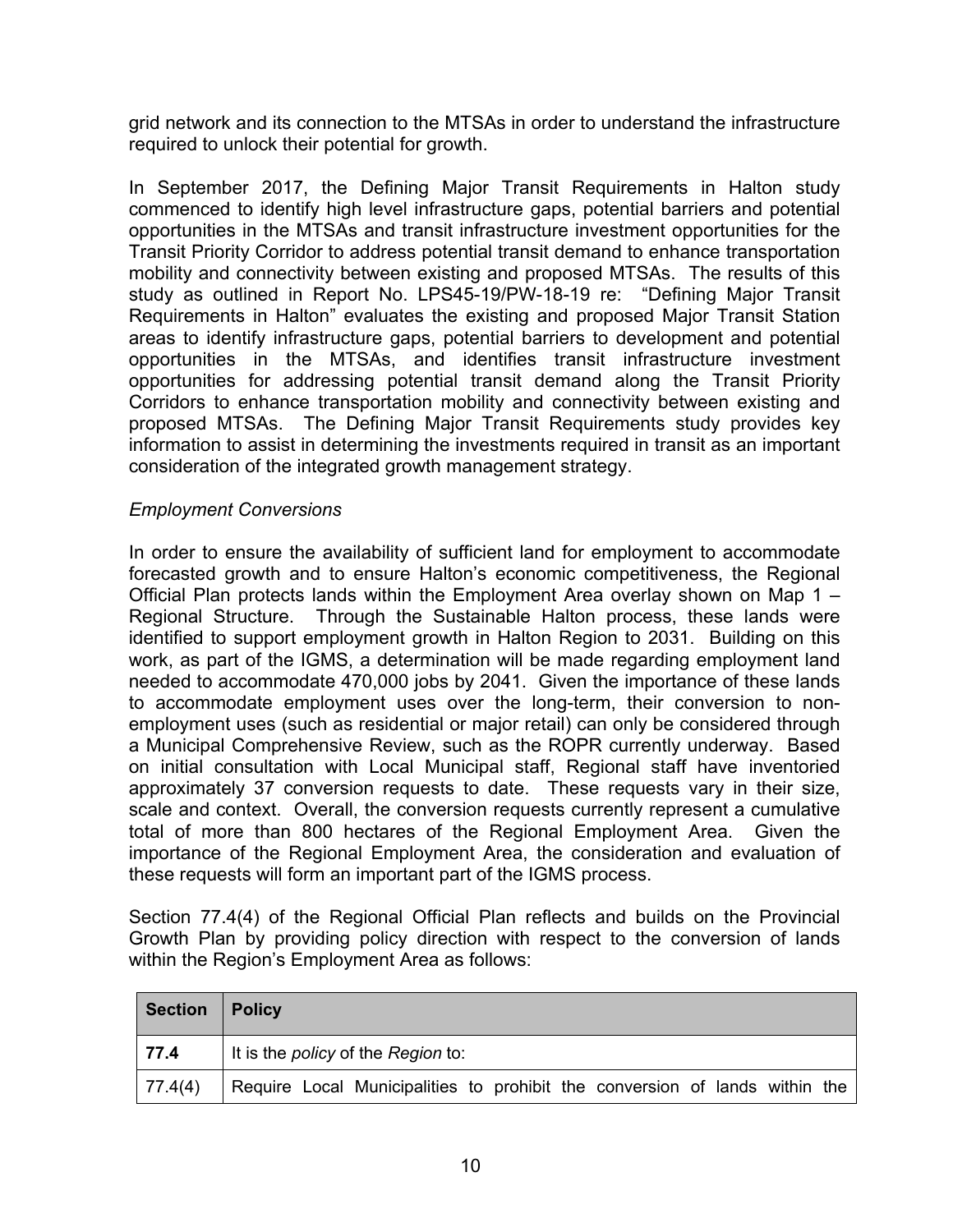grid network and its connection to the MTSAs in order to understand the infrastructure required to unlock their potential for growth.

In September 2017, the Defining Major Transit Requirements in Halton study commenced to identify high level infrastructure gaps, potential barriers and potential opportunities in the MTSAs and transit infrastructure investment opportunities for the Transit Priority Corridor to address potential transit demand to enhance transportation mobility and connectivity between existing and proposed MTSAs. The results of this study as outlined in Report No. LPS45-19/PW-18-19 re: "Defining Major Transit Requirements in Halton" evaluates the existing and proposed Major Transit Station areas to identify infrastructure gaps, potential barriers to development and potential opportunities in the MTSAs, and identifies transit infrastructure investment opportunities for addressing potential transit demand along the Transit Priority Corridors to enhance transportation mobility and connectivity between existing and proposed MTSAs. The Defining Major Transit Requirements study provides key information to assist in determining the investments required in transit as an important consideration of the integrated growth management strategy.

*Employment Conversions*

In order to ensure the availability of sufficient land for employment to accommodate forecasted growth and to ensure Halton's economic competitiveness, the Regional Official Plan protects lands within the Employment Area overlay shown on Map 1 – Regional Structure. Through the Sustainable Halton process, these lands were identified to support employment growth in Halton Region to 2031. Building on this work, as part of the IGMS, a determination will be made regarding employment land needed to accommodate 470,000 jobs by 2041. Given the importance of these lands to accommodate employment uses over the long-term, their conversion to non-employment uses (such as residential or major retail) can only be considered through a Municipal Comprehensive Review, such as the ROPR currently underway. Based on initial consultation with Local Municipal staff, Regional staff have inventoried approximately 37 conversion requests to date. These requests vary in their size, scale and context. Overall, the conversion requests currently represent a cumulative total of more than 800 hectares of the Regional Employment Area. Given the importance of the Regional Employment Area, the consideration and evaluation of these requests will form an important part of the IGMS process.

Section 77.4(4) of the Regional Official Plan reflects and builds on the Provincial Growth Plan by providing policy direction with respect to the conversion of lands within the Region's Employment Area as follows:

| Section | Policy |
|---|---|
| **77.4** | It is the *policy* of the *Region* to: |
| 77.4(4) | Require Local Municipalities to prohibit the conversion of lands within the |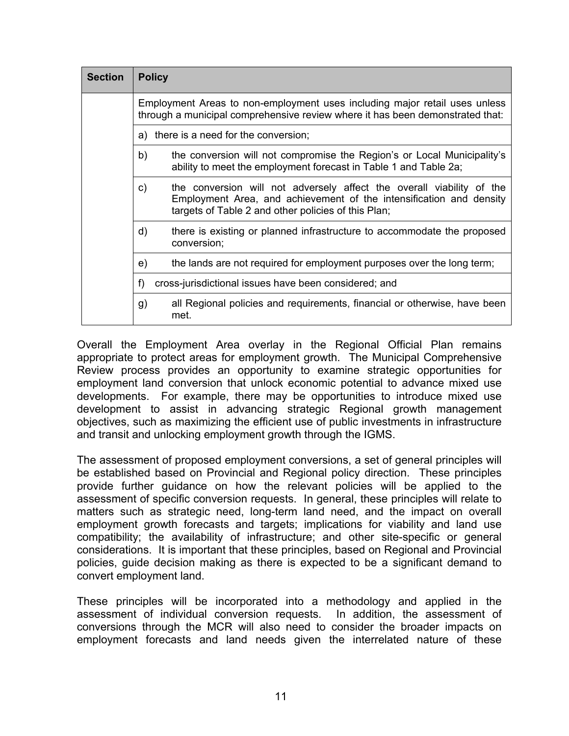| Section | Policy |
| --- | --- |
| | Employment Areas to non-employment uses including major retail uses unless through a municipal comprehensive review where it has been demonstrated that: |
| | a) there is a need for the conversion; |
| | b) the conversion will not compromise the Region's or Local Municipality's ability to meet the employment forecast in Table 1 and Table 2a; |
| | c) the conversion will not adversely affect the overall viability of the Employment Area, and achievement of the intensification and density targets of Table 2 and other policies of this Plan; |
| | d) there is existing or planned infrastructure to accommodate the proposed conversion; |
| | e) the lands are not required for employment purposes over the long term; |
| | f) cross-jurisdictional issues have been considered; and |
| | g) all Regional policies and requirements, financial or otherwise, have been met. |

Overall the Employment Area overlay in the Regional Official Plan remains appropriate to protect areas for employment growth. The Municipal Comprehensive Review process provides an opportunity to examine strategic opportunities for employment land conversion that unlock economic potential to advance mixed use developments. For example, there may be opportunities to introduce mixed use development to assist in advancing strategic Regional growth management objectives, such as maximizing the efficient use of public investments in infrastructure and transit and unlocking employment growth through the IGMS.

The assessment of proposed employment conversions, a set of general principles will be established based on Provincial and Regional policy direction. These principles provide further guidance on how the relevant policies will be applied to the assessment of specific conversion requests. In general, these principles will relate to matters such as strategic need, long-term land need, and the impact on overall employment growth forecasts and targets; implications for viability and land use compatibility; the availability of infrastructure; and other site-specific or general considerations. It is important that these principles, based on Regional and Provincial policies, guide decision making as there is expected to be a significant demand to convert employment land.

These principles will be incorporated into a methodology and applied in the assessment of individual conversion requests. In addition, the assessment of conversions through the MCR will also need to consider the broader impacts on employment forecasts and land needs given the interrelated nature of these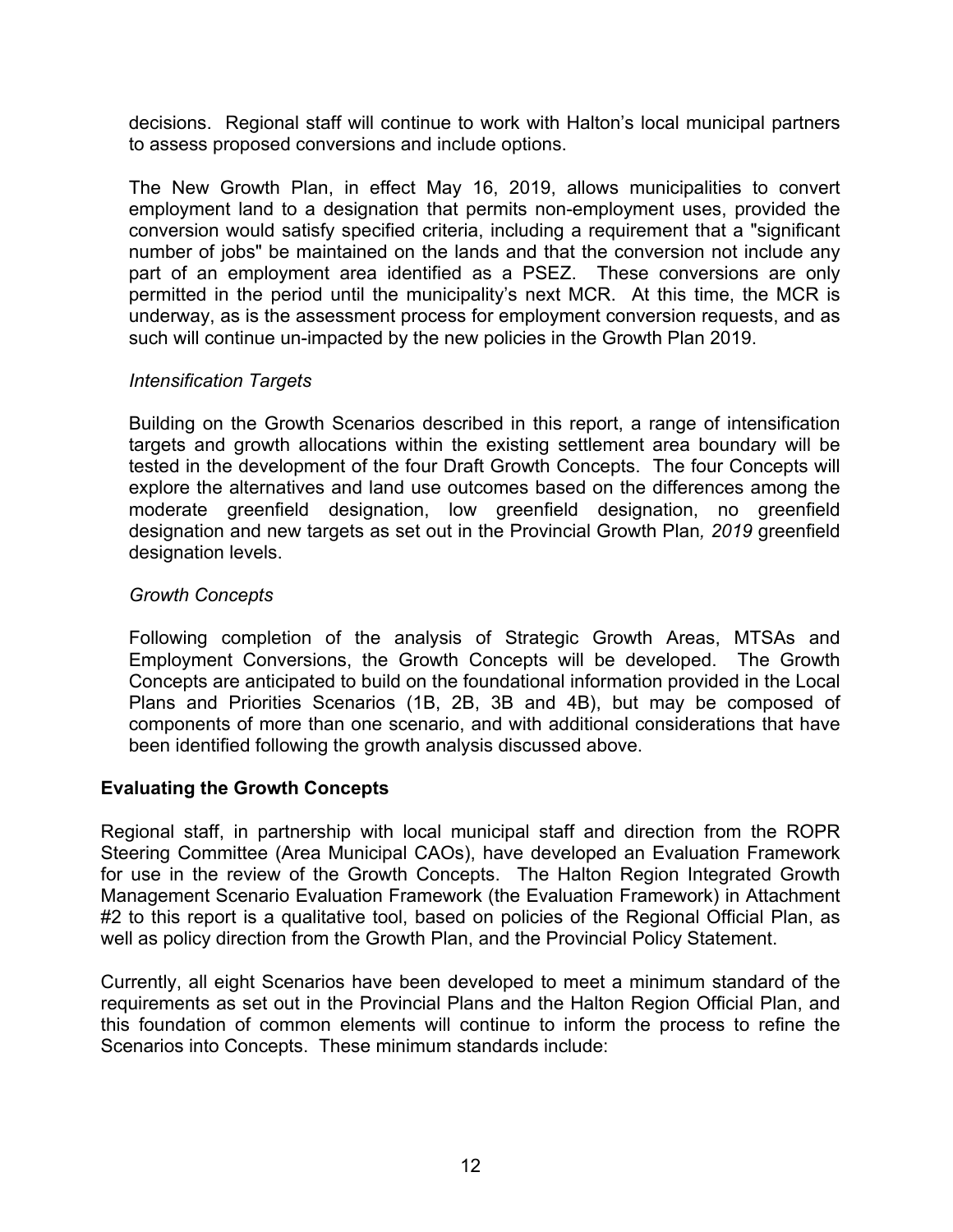decisions. Regional staff will continue to work with Halton's local municipal partners to assess proposed conversions and include options.

The New Growth Plan, in effect May 16, 2019, allows municipalities to convert employment land to a designation that permits non-employment uses, provided the conversion would satisfy specified criteria, including a requirement that a "significant number of jobs" be maintained on the lands and that the conversion not include any part of an employment area identified as a PSEZ. These conversions are only permitted in the period until the municipality's next MCR. At this time, the MCR is underway, as is the assessment process for employment conversion requests, and as such will continue un-impacted by the new policies in the Growth Plan 2019.

*Intensification Targets*

Building on the Growth Scenarios described in this report, a range of intensification targets and growth allocations within the existing settlement area boundary will be tested in the development of the four Draft Growth Concepts. The four Concepts will explore the alternatives and land use outcomes based on the differences among the moderate greenfield designation, low greenfield designation, no greenfield designation and new targets as set out in the Provincial Growth Plan*, 2019* greenfield designation levels.

*Growth Concepts*

Following completion of the analysis of Strategic Growth Areas, MTSAs and Employment Conversions, the Growth Concepts will be developed. The Growth Concepts are anticipated to build on the foundational information provided in the Local Plans and Priorities Scenarios (1B, 2B, 3B and 4B), but may be composed of components of more than one scenario, and with additional considerations that have been identified following the growth analysis discussed above.

**Evaluating the Growth Concepts**

Regional staff, in partnership with local municipal staff and direction from the ROPR Steering Committee (Area Municipal CAOs), have developed an Evaluation Framework for use in the review of the Growth Concepts. The Halton Region Integrated Growth Management Scenario Evaluation Framework (the Evaluation Framework) in Attachment #2 to this report is a qualitative tool, based on policies of the Regional Official Plan, as well as policy direction from the Growth Plan, and the Provincial Policy Statement.

Currently, all eight Scenarios have been developed to meet a minimum standard of the requirements as set out in the Provincial Plans and the Halton Region Official Plan, and this foundation of common elements will continue to inform the process to refine the Scenarios into Concepts. These minimum standards include: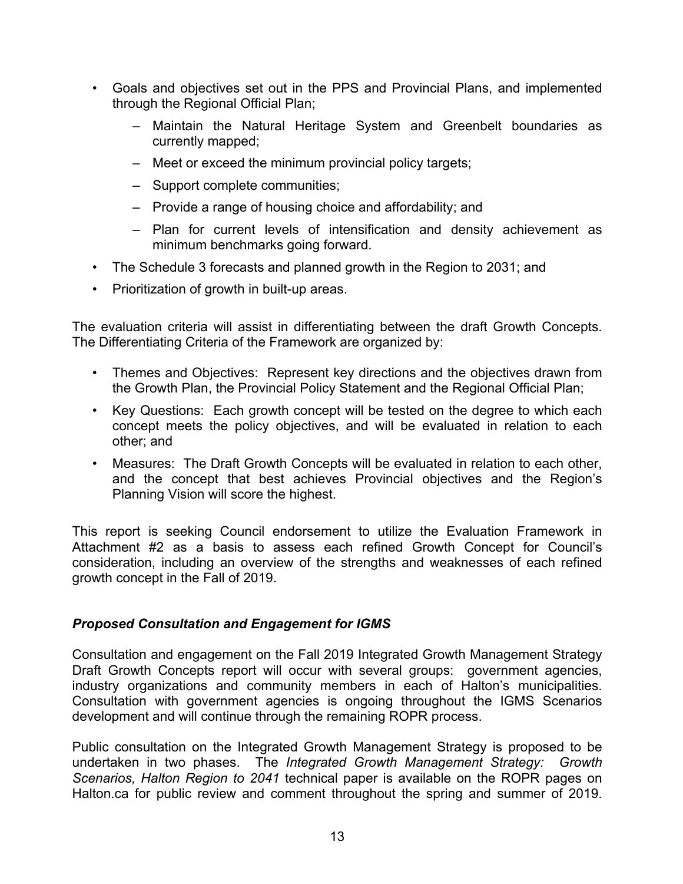- Goals and objectives set out in the PPS and Provincial Plans, and implemented through the Regional Official Plan;
  - Maintain the Natural Heritage System and Greenbelt boundaries as currently mapped;
  - Meet or exceed the minimum provincial policy targets;
  - Support complete communities;
  - Provide a range of housing choice and affordability; and
  - Plan for current levels of intensification and density achievement as minimum benchmarks going forward.
- The Schedule 3 forecasts and planned growth in the Region to 2031; and
- Prioritization of growth in built-up areas.

The evaluation criteria will assist in differentiating between the draft Growth Concepts. The Differentiating Criteria of the Framework are organized by:

- Themes and Objectives: Represent key directions and the objectives drawn from the Growth Plan, the Provincial Policy Statement and the Regional Official Plan;
- Key Questions: Each growth concept will be tested on the degree to which each concept meets the policy objectives, and will be evaluated in relation to each other; and
- Measures: The Draft Growth Concepts will be evaluated in relation to each other, and the concept that best achieves Provincial objectives and the Region's Planning Vision will score the highest.

This report is seeking Council endorsement to utilize the Evaluation Framework in Attachment #2 as a basis to assess each refined Growth Concept for Council's consideration, including an overview of the strengths and weaknesses of each refined growth concept in the Fall of 2019.

### *Proposed Consultation and Engagement for IGMS*

Consultation and engagement on the Fall 2019 Integrated Growth Management Strategy Draft Growth Concepts report will occur with several groups: government agencies, industry organizations and community members in each of Halton's municipalities. Consultation with government agencies is ongoing throughout the IGMS Scenarios development and will continue through the remaining ROPR process.

Public consultation on the Integrated Growth Management Strategy is proposed to be undertaken in two phases. The *Integrated Growth Management Strategy: Growth Scenarios, Halton Region to 2041* technical paper is available on the ROPR pages on Halton.ca for public review and comment throughout the spring and summer of 2019.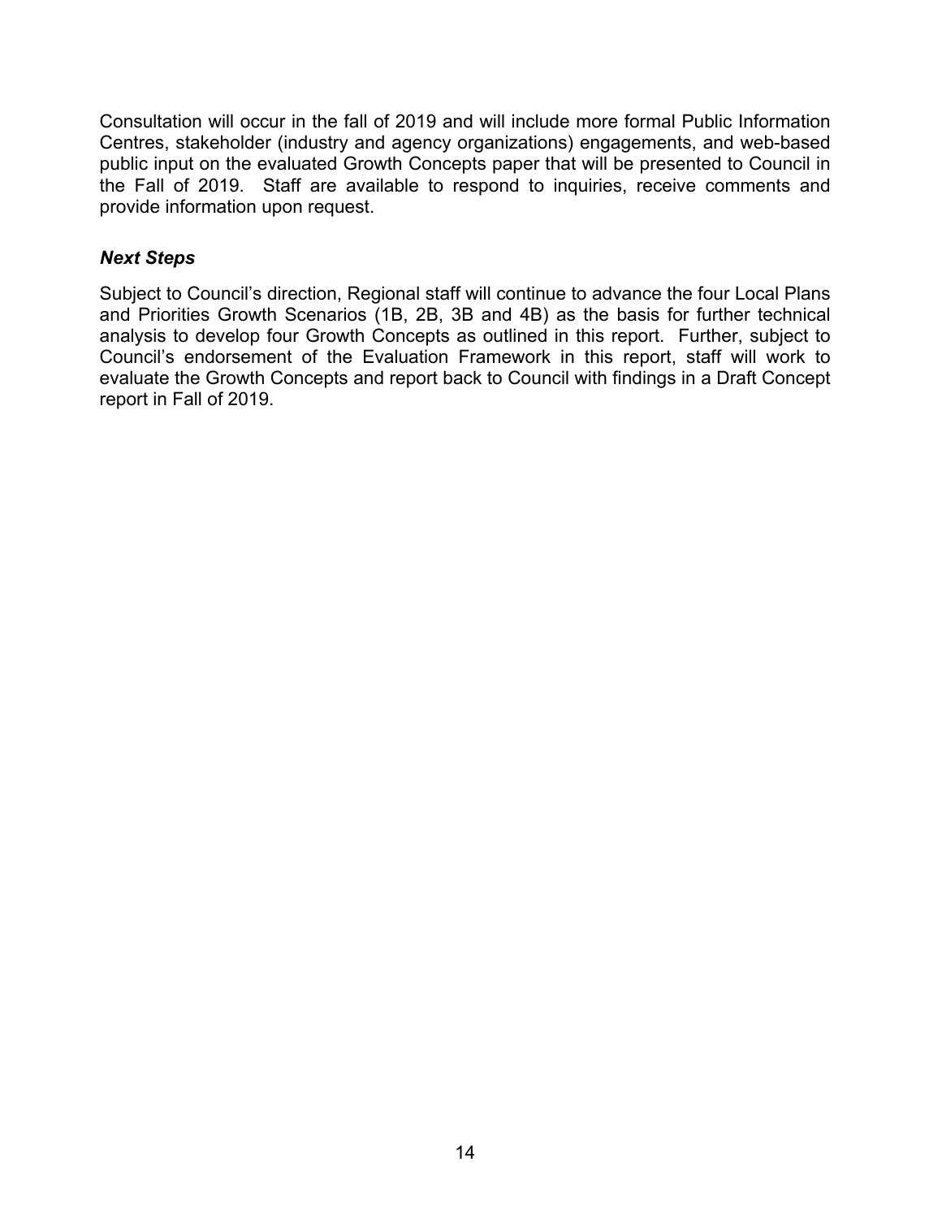Consultation will occur in the fall of 2019 and will include more formal Public Information Centres, stakeholder (industry and agency organizations) engagements, and web-based public input on the evaluated Growth Concepts paper that will be presented to Council in the Fall of 2019. Staff are available to respond to inquiries, receive comments and provide information upon request.

### *Next Steps*

Subject to Council's direction, Regional staff will continue to advance the four Local Plans and Priorities Growth Scenarios (1B, 2B, 3B and 4B) as the basis for further technical analysis to develop four Growth Concepts as outlined in this report. Further, subject to Council's endorsement of the Evaluation Framework in this report, staff will work to evaluate the Growth Concepts and report back to Council with findings in a Draft Concept report in Fall of 2019.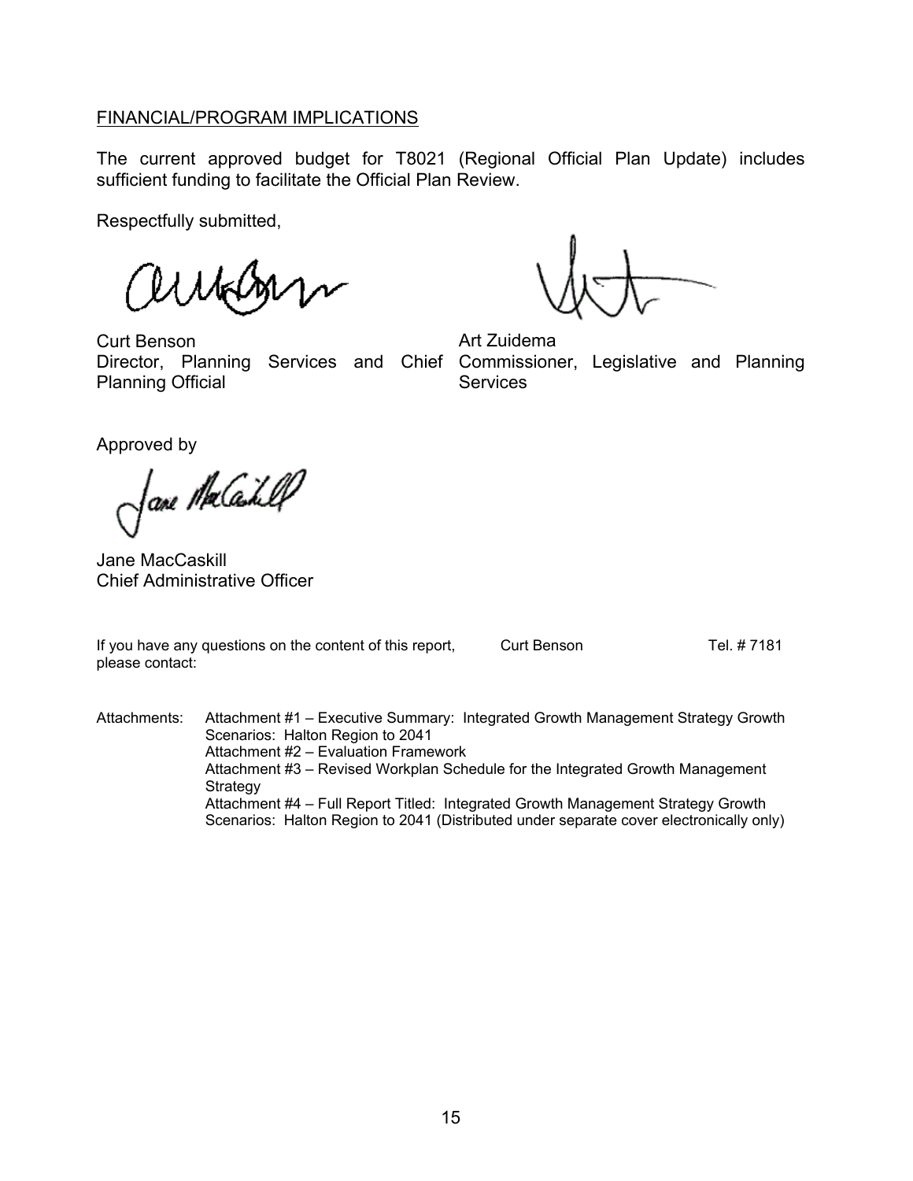## FINANCIAL/PROGRAM IMPLICATIONS

The current approved budget for T8021 (Regional Official Plan Update) includes sufficient funding to facilitate the Official Plan Review.

Respectfully submitted,

Curt Benson
Director, Planning Services and Chief Planning Official

Art Zuidema
Commissioner, Legislative and Planning Services

Approved by

Jane MacCaskill
Chief Administrative Officer

If you have any questions on the content of this report, please contact: Curt Benson Tel. # 7181

Attachments:
- Attachment #1 – Executive Summary: Integrated Growth Management Strategy Growth Scenarios: Halton Region to 2041
- Attachment #2 – Evaluation Framework
- Attachment #3 – Revised Workplan Schedule for the Integrated Growth Management Strategy
- Attachment #4 – Full Report Titled: Integrated Growth Management Strategy Growth Scenarios: Halton Region to 2041 (Distributed under separate cover electronically only)